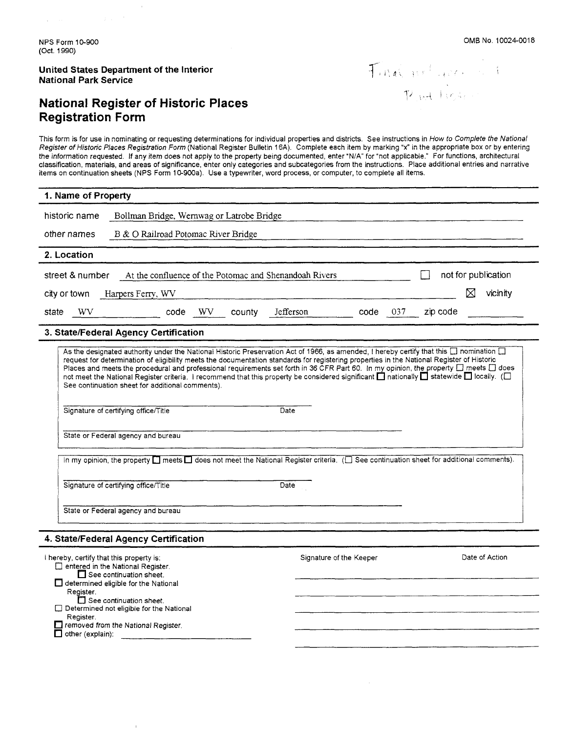NPS Form 10-900
(Oct. 1990)

OMB No. 10024-0018

**United States Department of the Interior**
**National Park Service**

# National Register of Historic Places Registration Form

This form is for use in nominating or requesting determinations for individual properties and districts. See instructions in *How to Complete the National Register of Historic Places Registration Form* (National Register Bulletin 16A). Complete each item by marking "x" in the appropriate box or by entering the information requested. If any item does not apply to the property being documented, enter "N/A" for "not applicable." For functions, architectural classification, materials, and areas of significance, enter only categories and subcategories from the instructions. Place additional entries and narrative items on continuation sheets (NPS Form 10-900a). Use a typewriter, word process, or computer, to complete all items.

## 1. Name of Property

historic name: Bollman Bridge, Wernwag or Latrobe Bridge

other names: B & O Railroad Potomac River Bridge

## 2. Location

street & number: At the confluence of the Potomac and Shenandoah Rivers ☐ not for publication

city or town: Harpers Ferry, WV ☒ vicinity

state: WV code: WV county: Jefferson code: 037 zip code:

## 3. State/Federal Agency Certification

As the designated authority under the National Historic Preservation Act of 1966, as amended, I hereby certify that this ☐ nomination ☐ request for determination of eligibility meets the documentation standards for registering properties in the National Register of Historic Places and meets the procedural and professional requirements set forth in 36 CFR Part 60. In my opinion, the property ☐ meets ☐ does not meet the National Register criteria. I recommend that this property be considered significant ☐ nationally ☐ statewide ☐ locally. (☐ See continuation sheet for additional comments).

Signature of certifying office/Title Date

State or Federal agency and bureau

In my opinion, the property ☐ meets ☐ does not meet the National Register criteria. (☐ See continuation sheet for additional comments).

Signature of certifying office/Title Date

State or Federal agency and bureau

## 4. State/Federal Agency Certification

| I hereby, certify that this property is: | Signature of the Keeper | Date of Action |
|---|---|---|
| ☐ entered in the National Register. ☐ See continuation sheet. | | |
| ☐ determined eligible for the National Register. ☐ See continuation sheet. | | |
| ☐ Determined not eligible for the National Register. | | |
| ☐ removed from the National Register. | | |
| ☐ other (explain): | | |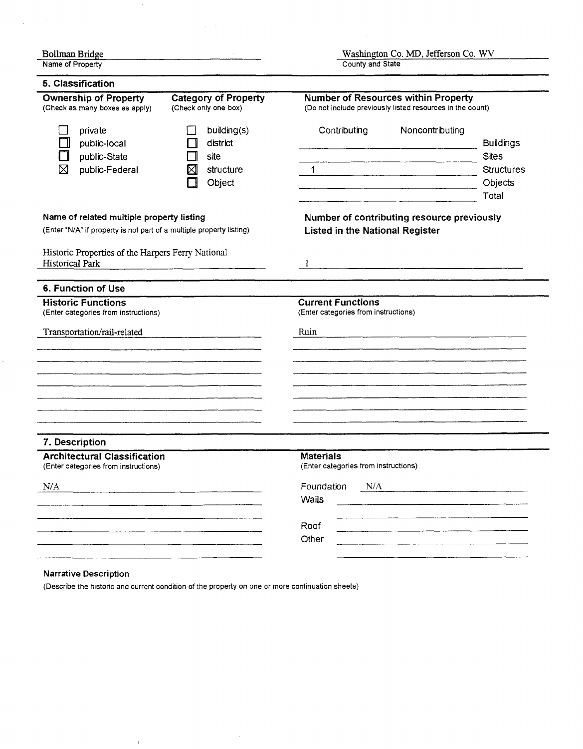Bollman Bridge
Name of Property

Washington Co. MD, Jefferson Co. WV
County and State

## 5. Classification

**Ownership of Property**
(Check as many boxes as apply)

- ☐ private
- ☐ public-local
- ☐ public-State
- ☒ public-Federal

**Category of Property**
(Check only one box)

- ☐ building(s)
- ☐ district
- ☐ site
- ☒ structure
- ☐ Object

**Number of Resources within Property**
(Do not include previously listed resources in the count)

| Contributing | Noncontributing | |
|---|---|---|
| | | Buildings |
| | | Sites |
| 1 | | Structures |
| | | Objects |
| | | Total |

**Name of related multiple property listing**
(Enter "N/A" if property is not part of a multiple property listing)

Historic Properties of the Harpers Ferry National Historical Park

**Number of contributing resource previously Listed in the National Register**

1

## 6. Function of Use

**Historic Functions**
(Enter categories from instructions)

Transportation/rail-related

**Current Functions**
(Enter categories from instructions)

Ruin

## 7. Description

**Architectural Classification**
(Enter categories from instructions)

N/A

**Materials**
(Enter categories from instructions)

Foundation N/A
Walls
Roof
Other

**Narrative Description**
(Describe the historic and current condition of the property on one or more continuation sheets)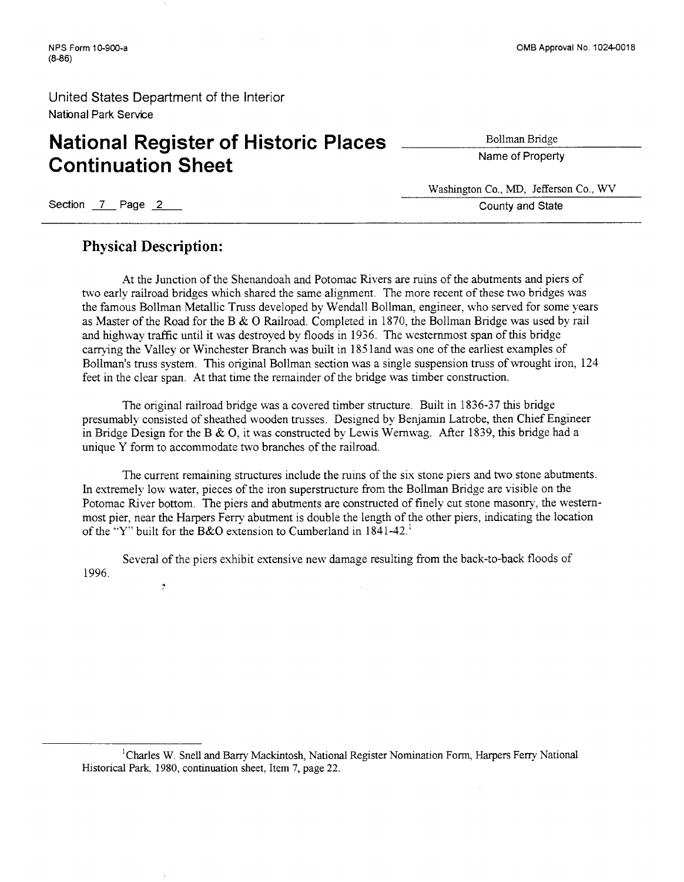## Physical Description:

At the Junction of the Shenandoah and Potomac Rivers are ruins of the abutments and piers of two early railroad bridges which shared the same alignment. The more recent of these two bridges was the famous Bollman Metallic Truss developed by Wendall Bollman, engineer, who served for some years as Master of the Road for the B & O Railroad. Completed in 1870, the Bollman Bridge was used by rail and highway traffic until it was destroyed by floods in 1936. The westernmost span of this bridge carrying the Valley or Winchester Branch was built in 1851and was one of the earliest examples of Bollman's truss system. This original Bollman section was a single suspension truss of wrought iron, 124 feet in the clear span. At that time the remainder of the bridge was timber construction.

The original railroad bridge was a covered timber structure. Built in 1836-37 this bridge presumably consisted of sheathed wooden trusses. Designed by Benjamin Latrobe, then Chief Engineer in Bridge Design for the B & O, it was constructed by Lewis Wernwag. After 1839, this bridge had a unique Y form to accommodate two branches of the railroad.

The current remaining structures include the ruins of the six stone piers and two stone abutments. In extremely low water, pieces of the iron superstructure from the Bollman Bridge are visible on the Potomac River bottom. The piers and abutments are constructed of finely cut stone masonry, the westernmost pier, near the Harpers Ferry abutment is double the length of the other piers, indicating the location of the "Y" built for the B&O extension to Cumberland in 1841-42.[1]

Several of the piers exhibit extensive new damage resulting from the back-to-back floods of 1996.

---

[1] Charles W. Snell and Barry Mackintosh, National Register Nomination Form, Harpers Ferry National Historical Park, 1980, continuation sheet, Item 7, page 22.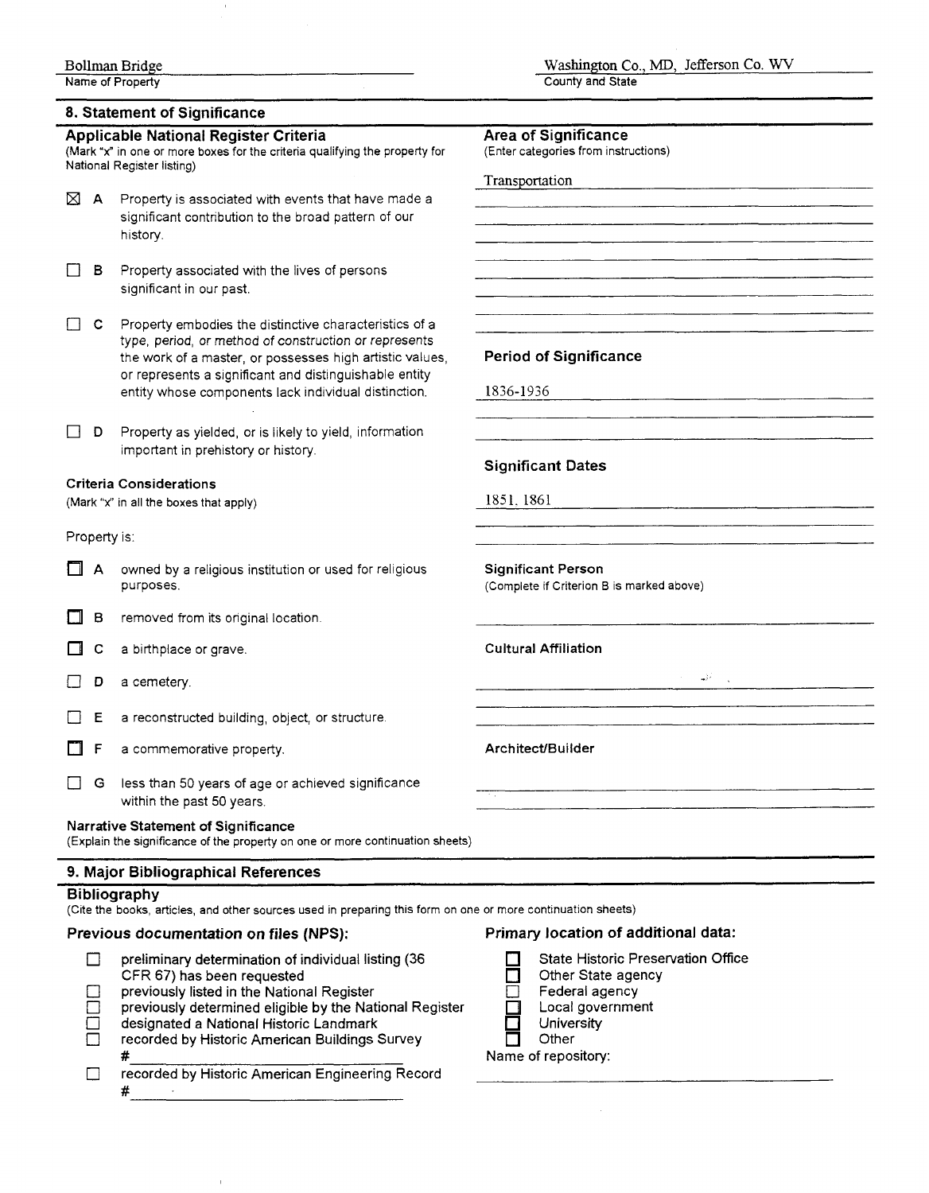Bollman Bridge
Name of Property

Washington Co., MD, Jefferson Co. WV
County and State

## 8. Statement of Significance

### Applicable National Register Criteria

(Mark "x" in one or more boxes for the criteria qualifying the property for National Register listing)

- ☒ **A** Property is associated with events that have made a significant contribution to the broad pattern of our history.
- ☐ **B** Property associated with the lives of persons significant in our past.
- ☐ **C** Property embodies the distinctive characteristics of a type, period, or method of construction or represents the work of a master, or possesses high artistic values, or represents a significant and distinguishable entity entity whose components lack individual distinction.
- ☐ **D** Property as yielded, or is likely to yield, information important in prehistory or history.

### Criteria Considerations

(Mark "x" in all the boxes that apply)

Property is:

- ☐ **A** owned by a religious institution or used for religious purposes.
- ☐ **B** removed from its original location.
- ☐ **C** a birthplace or grave.
- ☐ **D** a cemetery.
- ☐ **E** a reconstructed building, object, or structure.
- ☐ **F** a commemorative property.
- ☐ **G** less than 50 years of age or achieved significance within the past 50 years.

### Area of Significance

(Enter categories from instructions)

Transportation

### Period of Significance

1836-1936

### Significant Dates

1851, 1861

### Significant Person

(Complete if Criterion B is marked above)

### Cultural Affiliation

### Architect/Builder

### Narrative Statement of Significance

(Explain the significance of the property on one or more continuation sheets)

## 9. Major Bibliographical References

### Bibliography

(Cite the books, articles, and other sources used in preparing this form on one or more continuation sheets)

### Previous documentation on files (NPS):

- ☐ preliminary determination of individual listing (36 CFR 67) has been requested
- ☐ previously listed in the National Register
- ☐ previously determined eligible by the National Register
- ☐ designated a National Historic Landmark
- ☐ recorded by Historic American Buildings Survey #
- ☐ recorded by Historic American Engineering Record #

### Primary location of additional data:

- ☐ State Historic Preservation Office
- ☐ Other State agency
- ☐ Federal agency
- ☐ Local government
- ☐ University
- ☐ Other

Name of repository: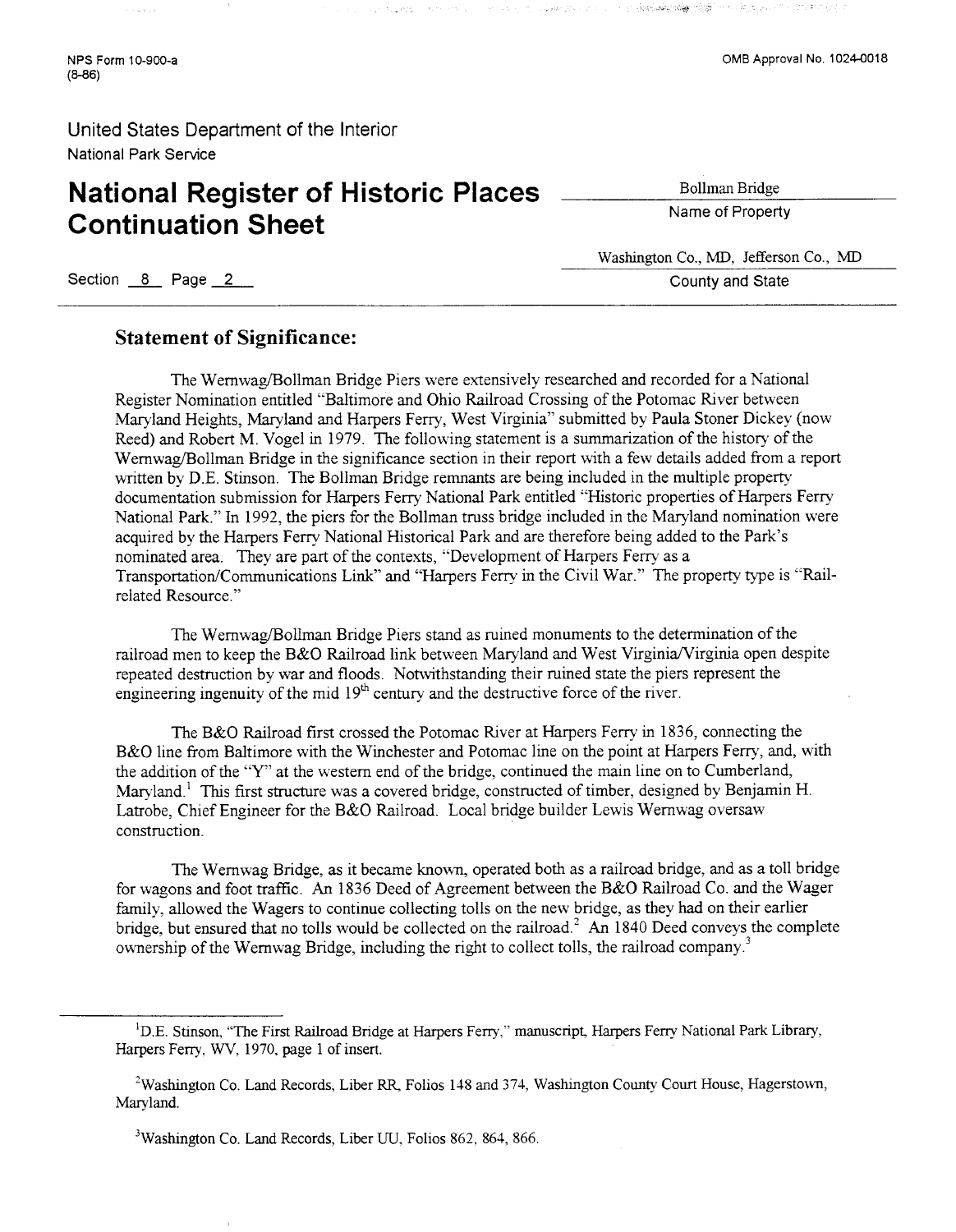## Statement of Significance:

The Wernwag/Bollman Bridge Piers were extensively researched and recorded for a National Register Nomination entitled "Baltimore and Ohio Railroad Crossing of the Potomac River between Maryland Heights, Maryland and Harpers Ferry, West Virginia" submitted by Paula Stoner Dickey (now Reed) and Robert M. Vogel in 1979. The following statement is a summarization of the history of the Wernwag/Bollman Bridge in the significance section in their report with a few details added from a report written by D.E. Stinson. The Bollman Bridge remnants are being included in the multiple property documentation submission for Harpers Ferry National Park entitled "Historic properties of Harpers Ferry National Park." In 1992, the piers for the Bollman truss bridge included in the Maryland nomination were acquired by the Harpers Ferry National Historical Park and are therefore being added to the Park's nominated area. They are part of the contexts, "Development of Harpers Ferry as a Transportation/Communications Link" and "Harpers Ferry in the Civil War." The property type is "Rail-related Resource."

The Wernwag/Bollman Bridge Piers stand as ruined monuments to the determination of the railroad men to keep the B&O Railroad link between Maryland and West Virginia/Virginia open despite repeated destruction by war and floods. Notwithstanding their ruined state the piers represent the engineering ingenuity of the mid 19th century and the destructive force of the river.

The B&O Railroad first crossed the Potomac River at Harpers Ferry in 1836, connecting the B&O line from Baltimore with the Winchester and Potomac line on the point at Harpers Ferry, and, with the addition of the "Y" at the western end of the bridge, continued the main line on to Cumberland, Maryland.[1] This first structure was a covered bridge, constructed of timber, designed by Benjamin H. Latrobe, Chief Engineer for the B&O Railroad. Local bridge builder Lewis Wernwag oversaw construction.

The Wernwag Bridge, as it became known, operated both as a railroad bridge, and as a toll bridge for wagons and foot traffic. An 1836 Deed of Agreement between the B&O Railroad Co. and the Wager family, allowed the Wagers to continue collecting tolls on the new bridge, as they had on their earlier bridge, but ensured that no tolls would be collected on the railroad.[2] An 1840 Deed conveys the complete ownership of the Wernwag Bridge, including the right to collect tolls, the railroad company.[3]

---

[1] D.E. Stinson, "The First Railroad Bridge at Harpers Ferry," manuscript, Harpers Ferry National Park Library, Harpers Ferry, WV, 1970, page 1 of insert.

[2] Washington Co. Land Records, Liber RR, Folios 148 and 374, Washington County Court House, Hagerstown, Maryland.

[3] Washington Co. Land Records, Liber UU, Folios 862, 864, 866.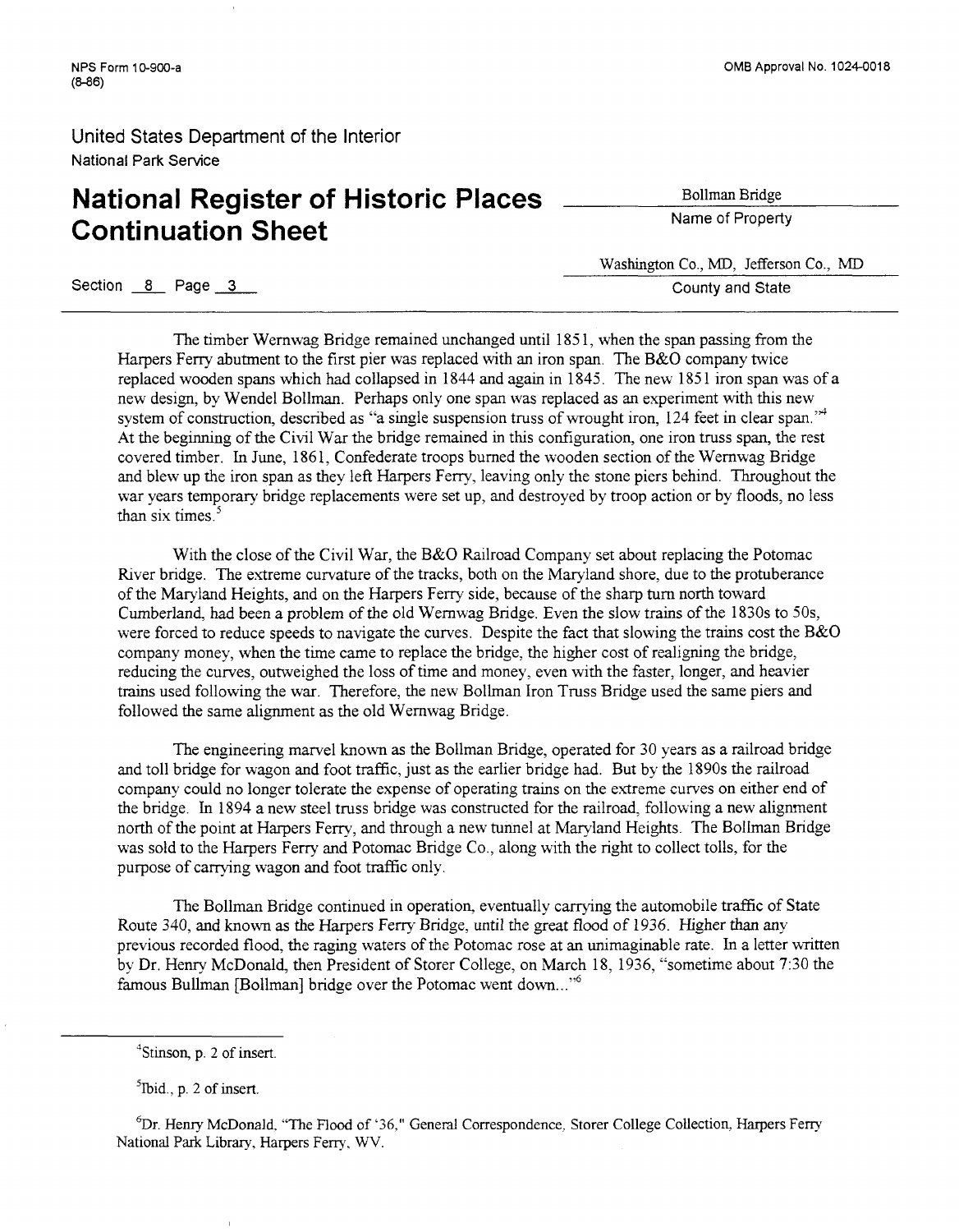The timber Wernwag Bridge remained unchanged until 1851, when the span passing from the Harpers Ferry abutment to the first pier was replaced with an iron span. The B&O company twice replaced wooden spans which had collapsed in 1844 and again in 1845. The new 1851 iron span was of a new design, by Wendel Bollman. Perhaps only one span was replaced as an experiment with this new system of construction, described as "a single suspension truss of wrought iron, 124 feet in clear span."[4] At the beginning of the Civil War the bridge remained in this configuration, one iron truss span, the rest covered timber. In June, 1861, Confederate troops burned the wooden section of the Wernwag Bridge and blew up the iron span as they left Harpers Ferry, leaving only the stone piers behind. Throughout the war years temporary bridge replacements were set up, and destroyed by troop action or by floods, no less than six times.[5]

With the close of the Civil War, the B&O Railroad Company set about replacing the Potomac River bridge. The extreme curvature of the tracks, both on the Maryland shore, due to the protuberance of the Maryland Heights, and on the Harpers Ferry side, because of the sharp turn north toward Cumberland, had been a problem of the old Wernwag Bridge. Even the slow trains of the 1830s to 50s, were forced to reduce speeds to navigate the curves. Despite the fact that slowing the trains cost the B&O company money, when the time came to replace the bridge, the higher cost of realigning the bridge, reducing the curves, outweighed the loss of time and money, even with the faster, longer, and heavier trains used following the war. Therefore, the new Bollman Iron Truss Bridge used the same piers and followed the same alignment as the old Wernwag Bridge.

The engineering marvel known as the Bollman Bridge, operated for 30 years as a railroad bridge and toll bridge for wagon and foot traffic, just as the earlier bridge had. But by the 1890s the railroad company could no longer tolerate the expense of operating trains on the extreme curves on either end of the bridge. In 1894 a new steel truss bridge was constructed for the railroad, following a new alignment north of the point at Harpers Ferry, and through a new tunnel at Maryland Heights. The Bollman Bridge was sold to the Harpers Ferry and Potomac Bridge Co., along with the right to collect tolls, for the purpose of carrying wagon and foot traffic only.

The Bollman Bridge continued in operation, eventually carrying the automobile traffic of State Route 340, and known as the Harpers Ferry Bridge, until the great flood of 1936. Higher than any previous recorded flood, the raging waters of the Potomac rose at an unimaginable rate. In a letter written by Dr. Henry McDonald, then President of Storer College, on March 18, 1936, "sometime about 7:30 the famous Bullman [Bollman] bridge over the Potomac went down..."[6]

---

[4] Stinson, p. 2 of insert.

[5] Ibid., p. 2 of insert.

[6] Dr. Henry McDonald, "The Flood of '36," General Correspondence, Storer College Collection, Harpers Ferry National Park Library, Harpers Ferry, WV.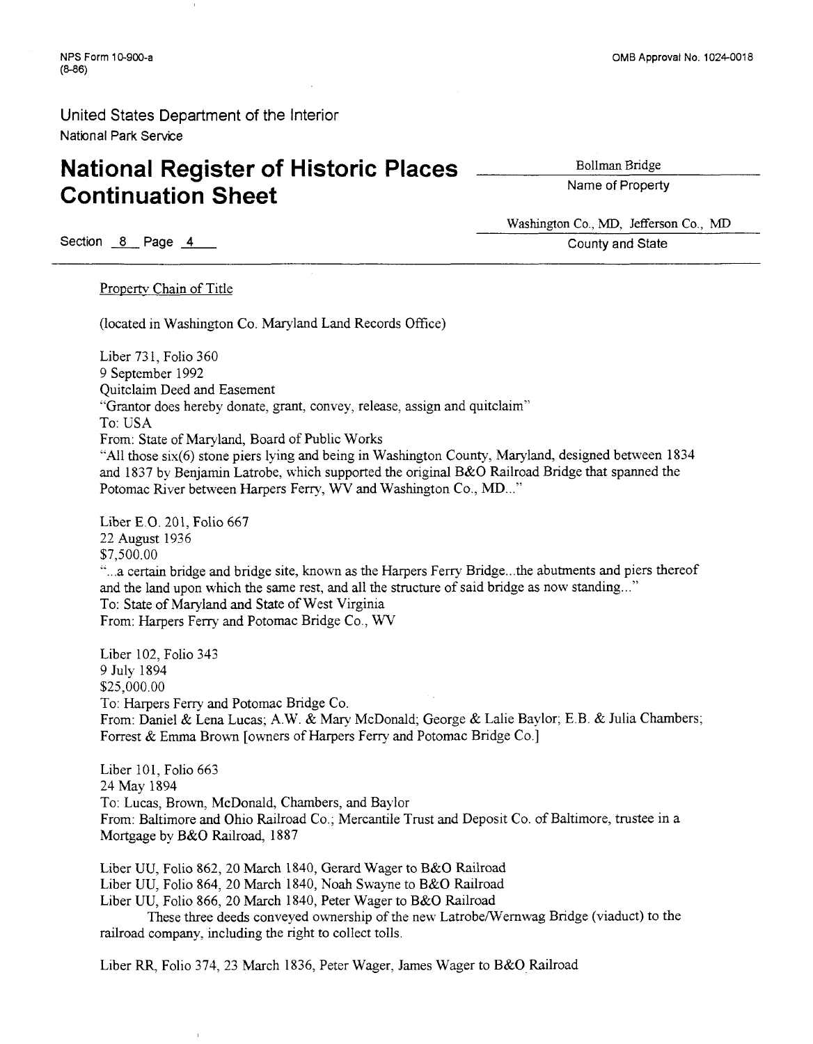United States Department of the Interior
National Park Service

# National Register of Historic Places Continuation Sheet

Bollman Bridge
Name of Property

Washington Co., MD, Jefferson Co., MD
County and State

Section 8 Page 4

Property Chain of Title

(located in Washington Co. Maryland Land Records Office)

Liber 731, Folio 360
9 September 1992
Quitclaim Deed and Easement
"Grantor does hereby donate, grant, convey, release, assign and quitclaim"
To: USA
From: State of Maryland, Board of Public Works
"All those six(6) stone piers lying and being in Washington County, Maryland, designed between 1834 and 1837 by Benjamin Latrobe, which supported the original B&O Railroad Bridge that spanned the Potomac River between Harpers Ferry, WV and Washington Co., MD..."

Liber E.O. 201, Folio 667
22 August 1936
$7,500.00
"...a certain bridge and bridge site, known as the Harpers Ferry Bridge...the abutments and piers thereof and the land upon which the same rest, and all the structure of said bridge as now standing..."
To: State of Maryland and State of West Virginia
From: Harpers Ferry and Potomac Bridge Co., WV

Liber 102, Folio 343
9 July 1894
$25,000.00
To: Harpers Ferry and Potomac Bridge Co.
From: Daniel & Lena Lucas; A.W. & Mary McDonald; George & Lalie Baylor; E.B. & Julia Chambers; Forrest & Emma Brown [owners of Harpers Ferry and Potomac Bridge Co.]

Liber 101, Folio 663
24 May 1894
To: Lucas, Brown, McDonald, Chambers, and Baylor
From: Baltimore and Ohio Railroad Co.; Mercantile Trust and Deposit Co. of Baltimore, trustee in a Mortgage by B&O Railroad, 1887

Liber UU, Folio 862, 20 March 1840, Gerard Wager to B&O Railroad
Liber UU, Folio 864, 20 March 1840, Noah Swayne to B&O Railroad
Liber UU, Folio 866, 20 March 1840, Peter Wager to B&O Railroad
These three deeds conveyed ownership of the new Latrobe/Wernwag Bridge (viaduct) to the railroad company, including the right to collect tolls.

Liber RR, Folio 374, 23 March 1836, Peter Wager, James Wager to B&O Railroad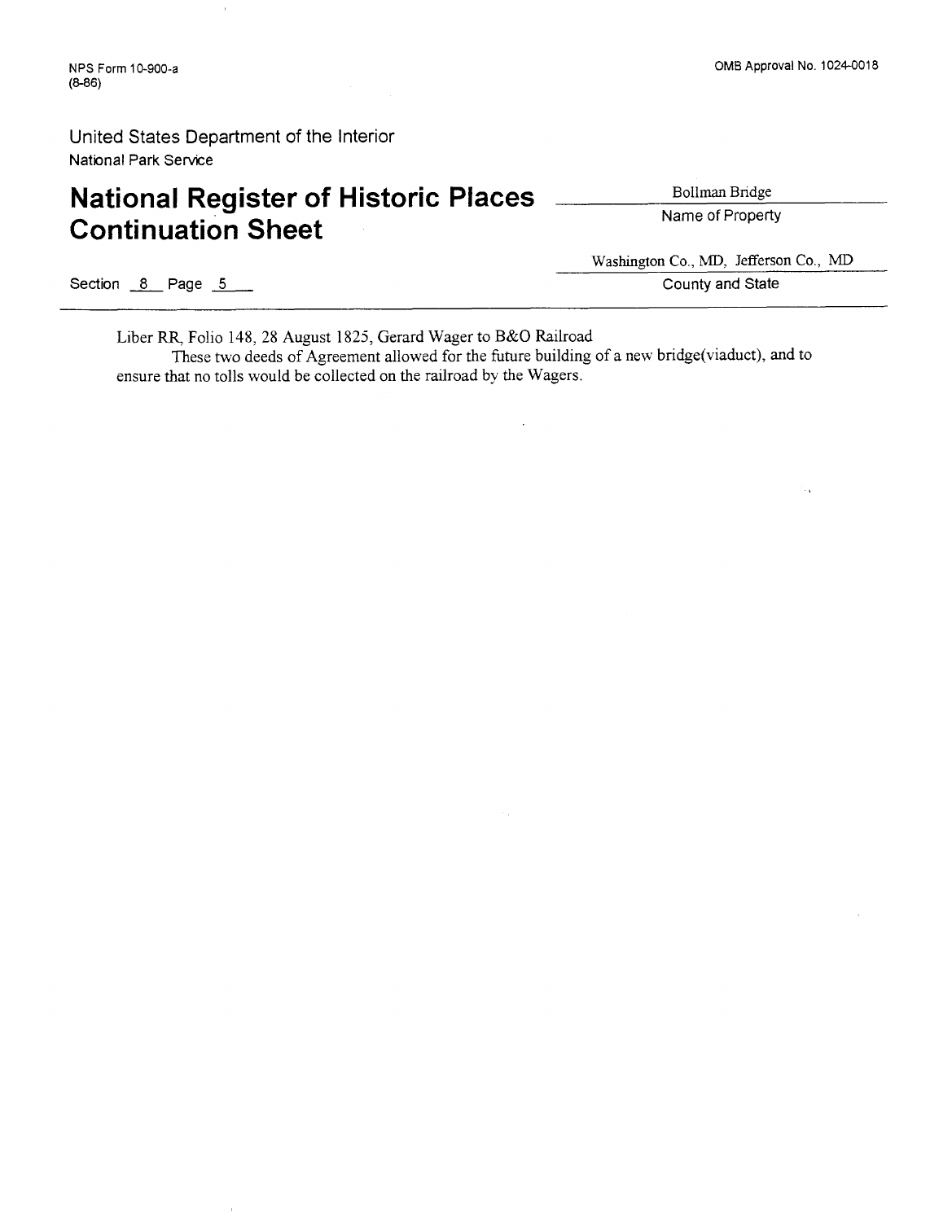Liber RR, Folio 148, 28 August 1825, Gerard Wager to B&O Railroad

These two deeds of Agreement allowed for the future building of a new bridge(viaduct), and to ensure that no tolls would be collected on the railroad by the Wagers.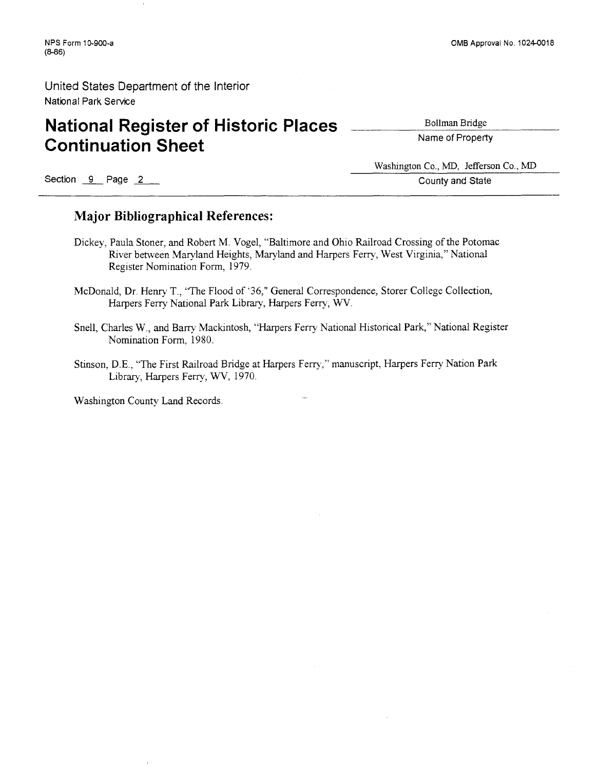United States Department of the Interior
National Park Service

# National Register of Historic Places Continuation Sheet

Bollman Bridge
Name of Property

Washington Co., MD, Jefferson Co., MD
County and State

Section 9 Page 2

## Major Bibliographical References:

Dickey, Paula Stoner, and Robert M. Vogel, "Baltimore and Ohio Railroad Crossing of the Potomac River between Maryland Heights, Maryland and Harpers Ferry, West Virginia," National Register Nomination Form, 1979.

McDonald, Dr. Henry T., "The Flood of '36," General Correspondence, Storer College Collection, Harpers Ferry National Park Library, Harpers Ferry, WV.

Snell, Charles W., and Barry Mackintosh, "Harpers Ferry National Historical Park," National Register Nomination Form, 1980.

Stinson, D.E., "The First Railroad Bridge at Harpers Ferry," manuscript, Harpers Ferry Nation Park Library, Harpers Ferry, WV, 1970.

Washington County Land Records.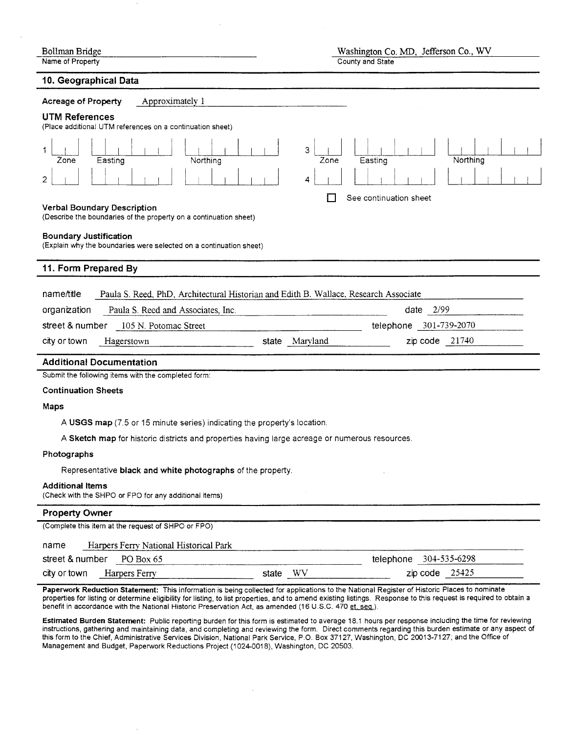Bollman Bridge — Name of Property

Washington Co. MD, Jefferson Co., WV — County and State

## 10. Geographical Data

**Acreage of Property** Approximately 1

**UTM References**
(Place additional UTM references on a continuation sheet)

| | Zone | Easting | Northing | | Zone | Easting | Northing |
|---|---|---|---|---|---|---|---|
| 1 | | | | 3 | | | |
| 2 | | | | 4 | | | |

☐ See continuation sheet

**Verbal Boundary Description**
(Describe the boundaries of the property on a continuation sheet)

**Boundary Justification**
(Explain why the boundaries were selected on a continuation sheet)

## 11. Form Prepared By

name/title: Paula S. Reed, PhD, Architectural Historian and Edith B. Wallace, Research Associate

organization: Paula S. Reed and Associates, Inc. — date: 2/99

street & number: 105 N. Potomac Street — telephone: 301-739-2070

city or town: Hagerstown — state: Maryland — zip code: 21740

## Additional Documentation

Submit the following items with the completed form:

**Continuation Sheets**

**Maps**

A **USGS map** (7.5 or 15 minute series) indicating the property's location.

A **Sketch map** for historic districts and properties having large acreage or numerous resources.

**Photographs**

Representative **black and white photographs** of the property.

**Additional Items**
(Check with the SHPO or FPO for any additional items)

## Property Owner

(Complete this item at the request of SHPO or FPO)

name: Harpers Ferry National Historical Park

street & number: PO Box 65 — telephone: 304-535-6298

city or town: Harpers Ferry — state: WV — zip code: 25425

**Paperwork Reduction Statement:** This information is being collected for applications to the National Register of Historic Places to nominate properties for listing or determine eligibility for listing, to list properties, and to amend existing listings. Response to this request is required to obtain a benefit in accordance with the National Historic Preservation Act, as amended (16 U.S.C. 470 et. seq.).

**Estimated Burden Statement:** Public reporting burden for this form is estimated to average 18.1 hours per response including the time for reviewing instructions, gathering and maintaining data, and completing and reviewing the form. Direct comments regarding this burden estimate or any aspect of this form to the Chief, Administrative Services Division, National Park Service, P.O. Box 37127, Washington, DC 20013-7127; and the Office of Management and Budget, Paperwork Reductions Project (1024-0018), Washington, DC 20503.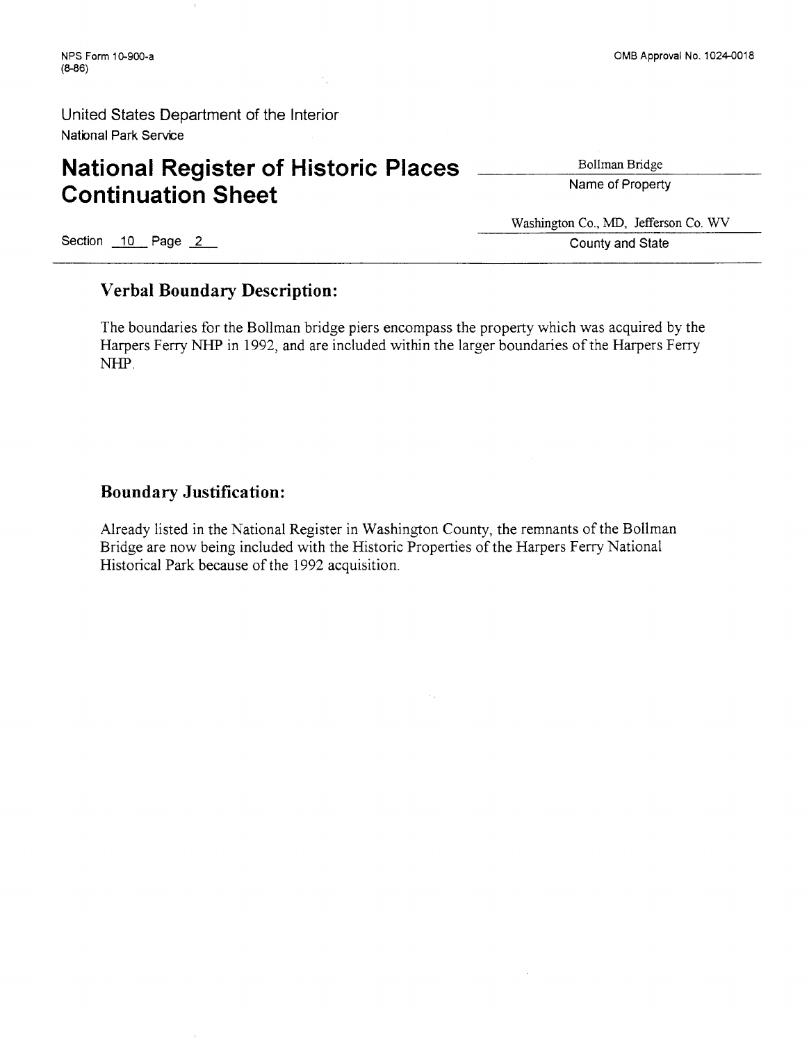**National Register of Historic Places Continuation Sheet**

Bollman Bridge
Name of Property

Washington Co., MD, Jefferson Co. WV
County and State

Section 10 Page 2

## Verbal Boundary Description:

The boundaries for the Bollman bridge piers encompass the property which was acquired by the Harpers Ferry NHP in 1992, and are included within the larger boundaries of the Harpers Ferry NHP.

## Boundary Justification:

Already listed in the National Register in Washington County, the remnants of the Bollman Bridge are now being included with the Historic Properties of the Harpers Ferry National Historical Park because of the 1992 acquisition.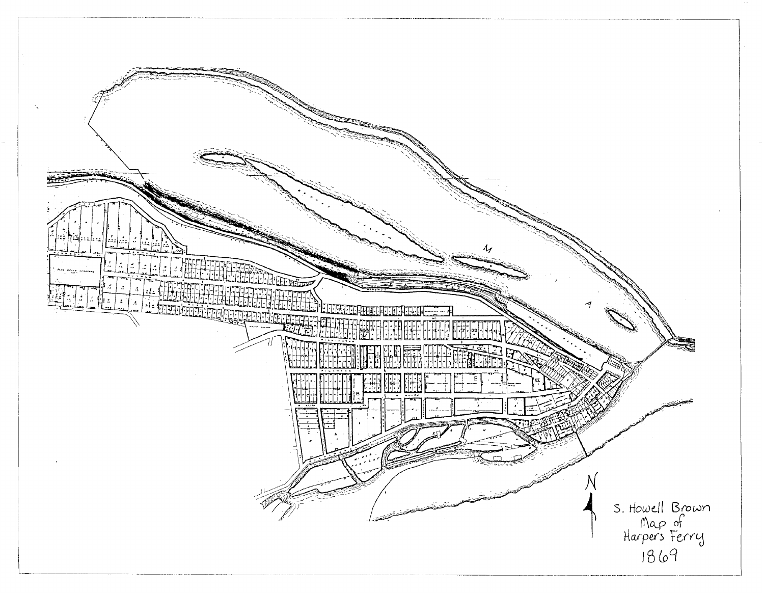N

S. Howell Brown
Map of
Harpers Ferry
1869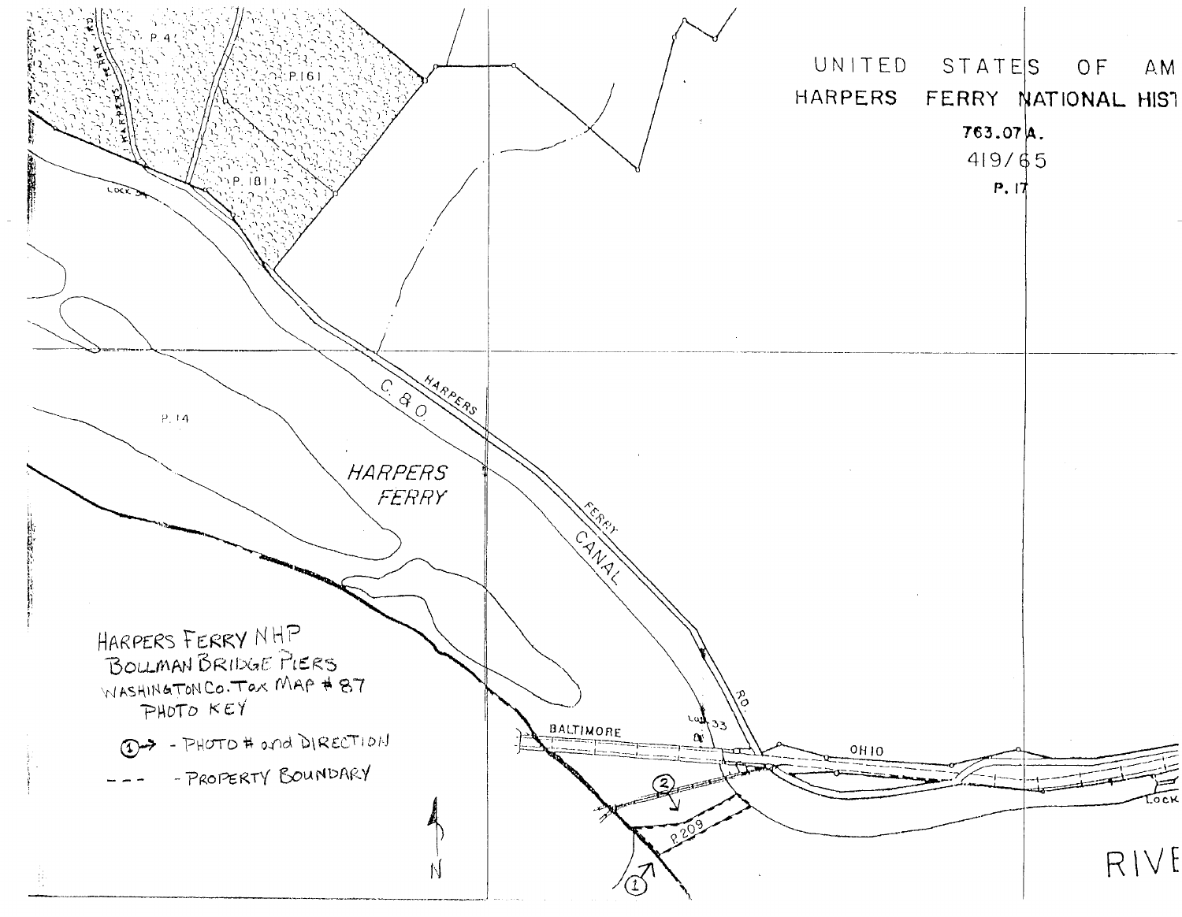UNITED STATES OF AM

HARPERS FERRY NATIONAL HIST

763.07 A.

419/65

P. 17

P. 41

P. 161

P. 181

HARPERS FERRY RD.

LOCK 34

P. 14

C. & O.

HARPERS FERRY

HARPERS FERRY RD.

CANAL

LOCK 33

BALTIMORE

OHIO

P. 209

LOCK

RIVE

HARPERS FERRY NHP
BOLLMAN BRIDGE PIERS
WASHINGTON Co. Tax MAP # 87
PHOTO KEY

①→ - PHOTO # and DIRECTION

- - - - PROPERTY BOUNDARY

N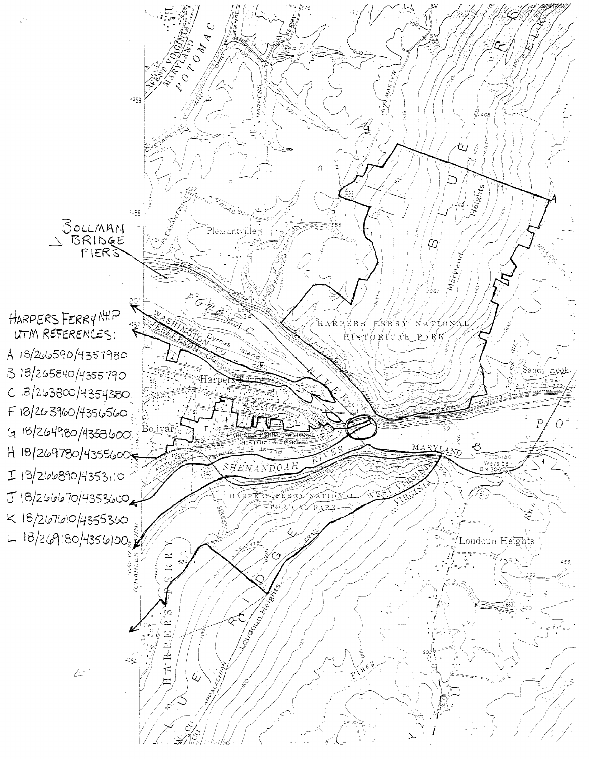BOLLMAN BRIDGE PIERS

HARPERS FERRY NHP UTM REFERENCES:

- A 18/266590/4357980
- B 18/265840/4355790
- C 18/263800/4354380
- F 18/263960/4356560
- G 18/264980/4358600
- H 18/269780/4355600
- I 18/266890/4353110
- J 18/266670/4353600
- K 18/267610/4355360
- L 18/269180/4356100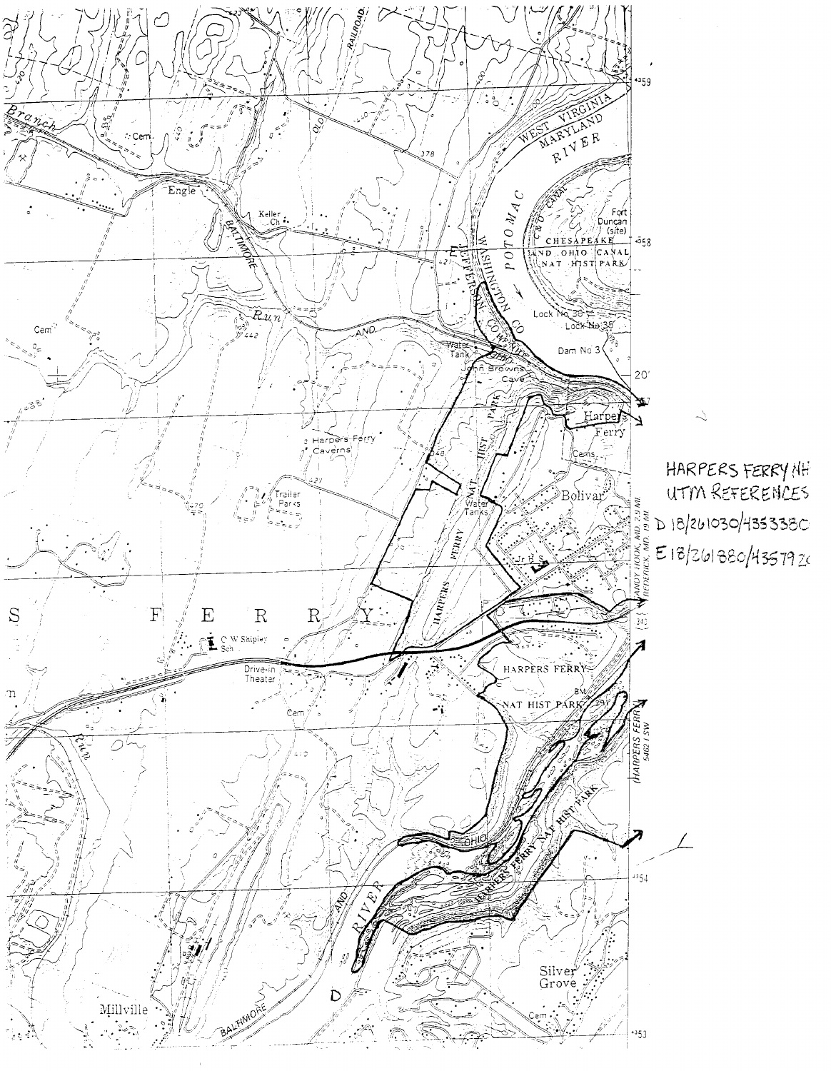HARPERS FERRY NH
UTM REFERENCES
D 18/261030/4353380
E 18/261880/4357920